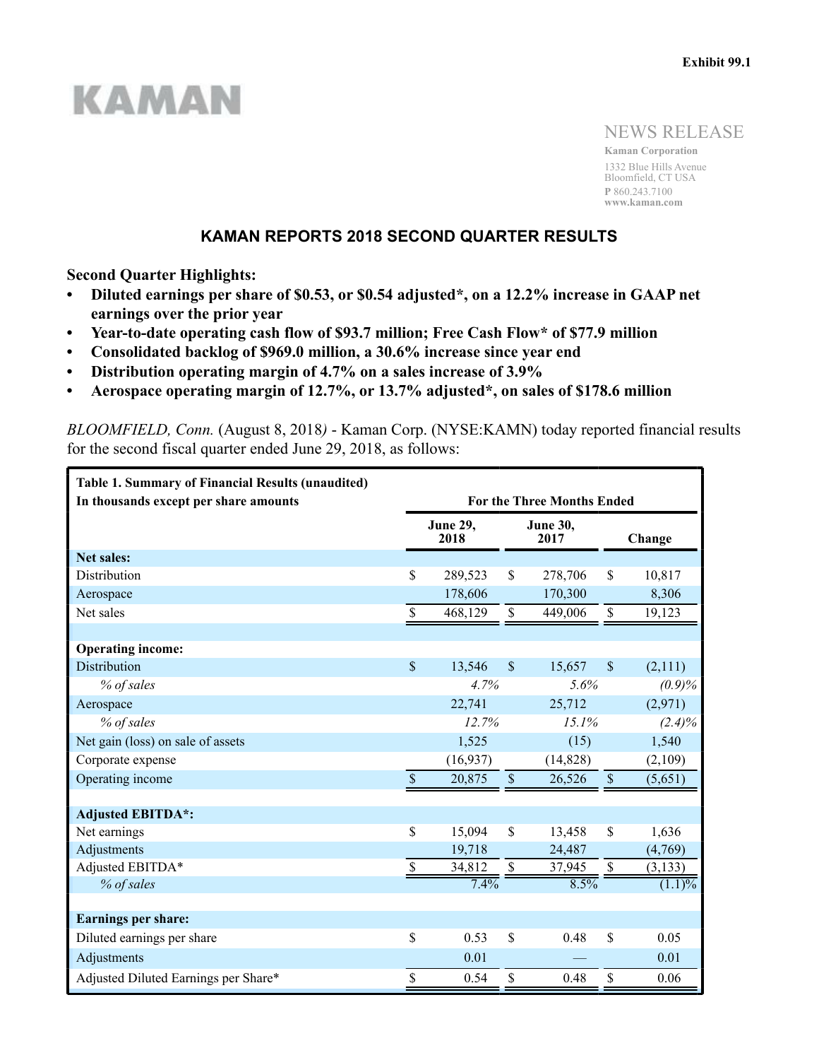Exhibit 99.1

KAMAN

NEWS RELEASE

**Kaman Corporation**
1332 Blue Hills Avenue
Bloomfield, CT USA
**P** 860.243.7100
**www.kaman.com**

# KAMAN REPORTS 2018 SECOND QUARTER RESULTS

**Second Quarter Highlights:**

- **Diluted earnings per share of $0.53, or $0.54 adjusted*, on a 12.2% increase in GAAP net earnings over the prior year**
- **Year-to-date operating cash flow of $93.7 million; Free Cash Flow* of $77.9 million**
- **Consolidated backlog of $969.0 million, a 30.6% increase since year end**
- **Distribution operating margin of 4.7% on a sales increase of 3.9%**
- **Aerospace operating margin of 12.7%, or 13.7% adjusted*, on sales of $178.6 million**

*BLOOMFIELD, Conn.* (August 8, 2018*)* - Kaman Corp. (NYSE:KAMN) today reported financial results for the second fiscal quarter ended June 29, 2018, as follows:

| **Table 1. Summary of Financial Results (unaudited)**<br>**In thousands except per share amounts** | **For the Three Months Ended** | | |
|---|---|---|---|
| | **June 29, 2018** | **June 30, 2017** | **Change** |
| **Net sales:** | | | |
| Distribution | $ 289,523 | $ 278,706 | $ 10,817 |
| Aerospace | 178,606 | 170,300 | 8,306 |
| Net sales | $ 468,129 | $ 449,006 | $ 19,123 |
| | | | |
| **Operating income:** | | | |
| Distribution | $ 13,546 | $ 15,657 | $ (2,111) |
| *% of sales* | *4.7%* | *5.6%* | *(0.9)%* |
| Aerospace | 22,741 | 25,712 | (2,971) |
| *% of sales* | *12.7%* | *15.1%* | *(2.4)%* |
| Net gain (loss) on sale of assets | 1,525 | (15) | 1,540 |
| Corporate expense | (16,937) | (14,828) | (2,109) |
| Operating income | $ 20,875 | $ 26,526 | $ (5,651) |
| | | | |
| **Adjusted EBITDA*:** | | | |
| Net earnings | $ 15,094 | $ 13,458 | $ 1,636 |
| Adjustments | 19,718 | 24,487 | (4,769) |
| Adjusted EBITDA* | $ 34,812 | $ 37,945 | $ (3,133) |
| *% of sales* | *7.4%* | *8.5%* | *(1.1)%* |
| | | | |
| **Earnings per share:** | | | |
| Diluted earnings per share | $ 0.53 | $ 0.48 | $ 0.05 |
| Adjustments | 0.01 | — | 0.01 |
| Adjusted Diluted Earnings per Share* | $ 0.54 | $ 0.48 | $ 0.06 |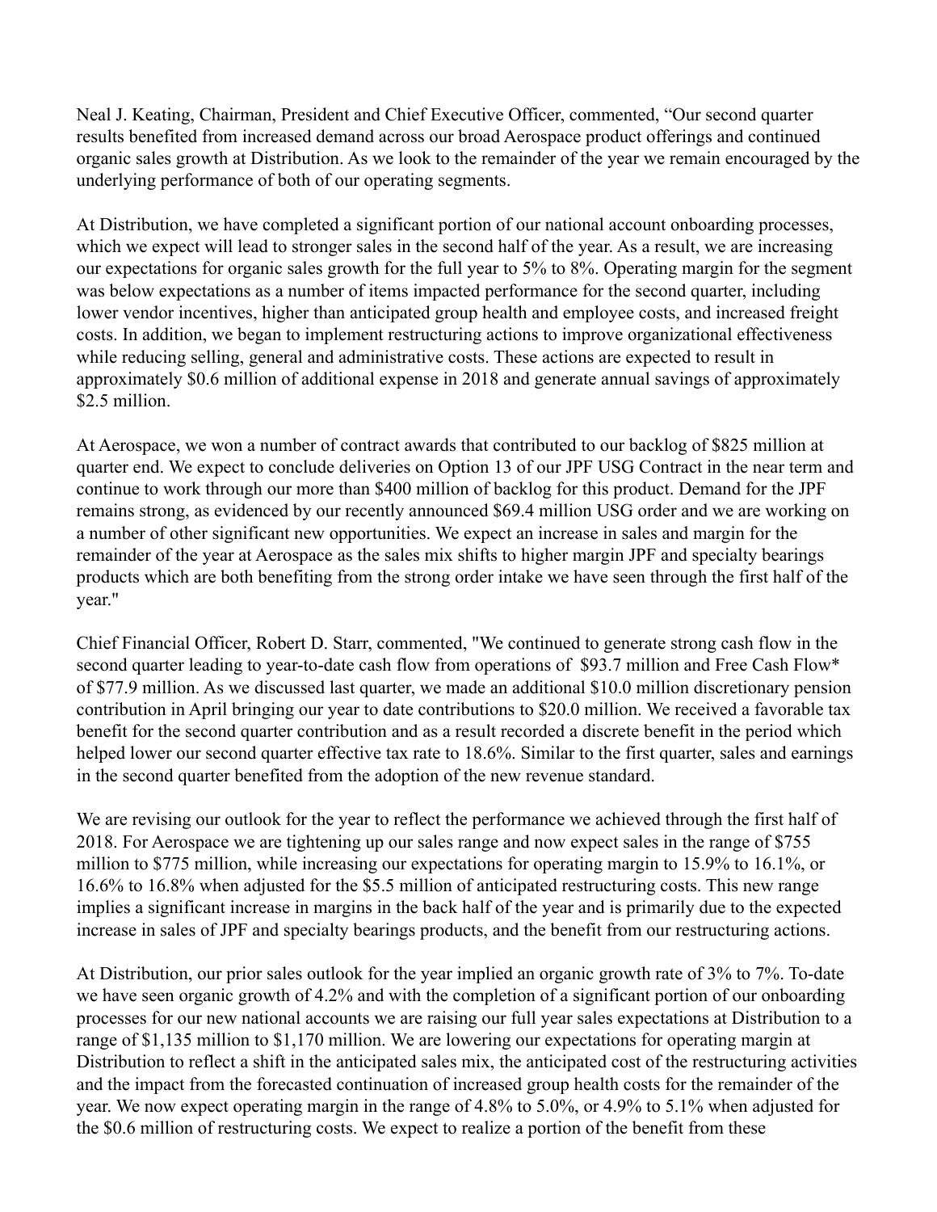Neal J. Keating, Chairman, President and Chief Executive Officer, commented, “Our second quarter results benefited from increased demand across our broad Aerospace product offerings and continued organic sales growth at Distribution. As we look to the remainder of the year we remain encouraged by the underlying performance of both of our operating segments.

At Distribution, we have completed a significant portion of our national account onboarding processes, which we expect will lead to stronger sales in the second half of the year. As a result, we are increasing our expectations for organic sales growth for the full year to 5% to 8%. Operating margin for the segment was below expectations as a number of items impacted performance for the second quarter, including lower vendor incentives, higher than anticipated group health and employee costs, and increased freight costs. In addition, we began to implement restructuring actions to improve organizational effectiveness while reducing selling, general and administrative costs. These actions are expected to result in approximately $0.6 million of additional expense in 2018 and generate annual savings of approximately $2.5 million.

At Aerospace, we won a number of contract awards that contributed to our backlog of $825 million at quarter end. We expect to conclude deliveries on Option 13 of our JPF USG Contract in the near term and continue to work through our more than $400 million of backlog for this product. Demand for the JPF remains strong, as evidenced by our recently announced $69.4 million USG order and we are working on a number of other significant new opportunities. We expect an increase in sales and margin for the remainder of the year at Aerospace as the sales mix shifts to higher margin JPF and specialty bearings products which are both benefiting from the strong order intake we have seen through the first half of the year."

Chief Financial Officer, Robert D. Starr, commented, "We continued to generate strong cash flow in the second quarter leading to year-to-date cash flow from operations of $93.7 million and Free Cash Flow* of $77.9 million. As we discussed last quarter, we made an additional $10.0 million discretionary pension contribution in April bringing our year to date contributions to $20.0 million. We received a favorable tax benefit for the second quarter contribution and as a result recorded a discrete benefit in the period which helped lower our second quarter effective tax rate to 18.6%. Similar to the first quarter, sales and earnings in the second quarter benefited from the adoption of the new revenue standard.

We are revising our outlook for the year to reflect the performance we achieved through the first half of 2018. For Aerospace we are tightening up our sales range and now expect sales in the range of $755 million to $775 million, while increasing our expectations for operating margin to 15.9% to 16.1%, or 16.6% to 16.8% when adjusted for the $5.5 million of anticipated restructuring costs. This new range implies a significant increase in margins in the back half of the year and is primarily due to the expected increase in sales of JPF and specialty bearings products, and the benefit from our restructuring actions.

At Distribution, our prior sales outlook for the year implied an organic growth rate of 3% to 7%. To-date we have seen organic growth of 4.2% and with the completion of a significant portion of our onboarding processes for our new national accounts we are raising our full year sales expectations at Distribution to a range of $1,135 million to $1,170 million. We are lowering our expectations for operating margin at Distribution to reflect a shift in the anticipated sales mix, the anticipated cost of the restructuring activities and the impact from the forecasted continuation of increased group health costs for the remainder of the year. We now expect operating margin in the range of 4.8% to 5.0%, or 4.9% to 5.1% when adjusted for the $0.6 million of restructuring costs. We expect to realize a portion of the benefit from these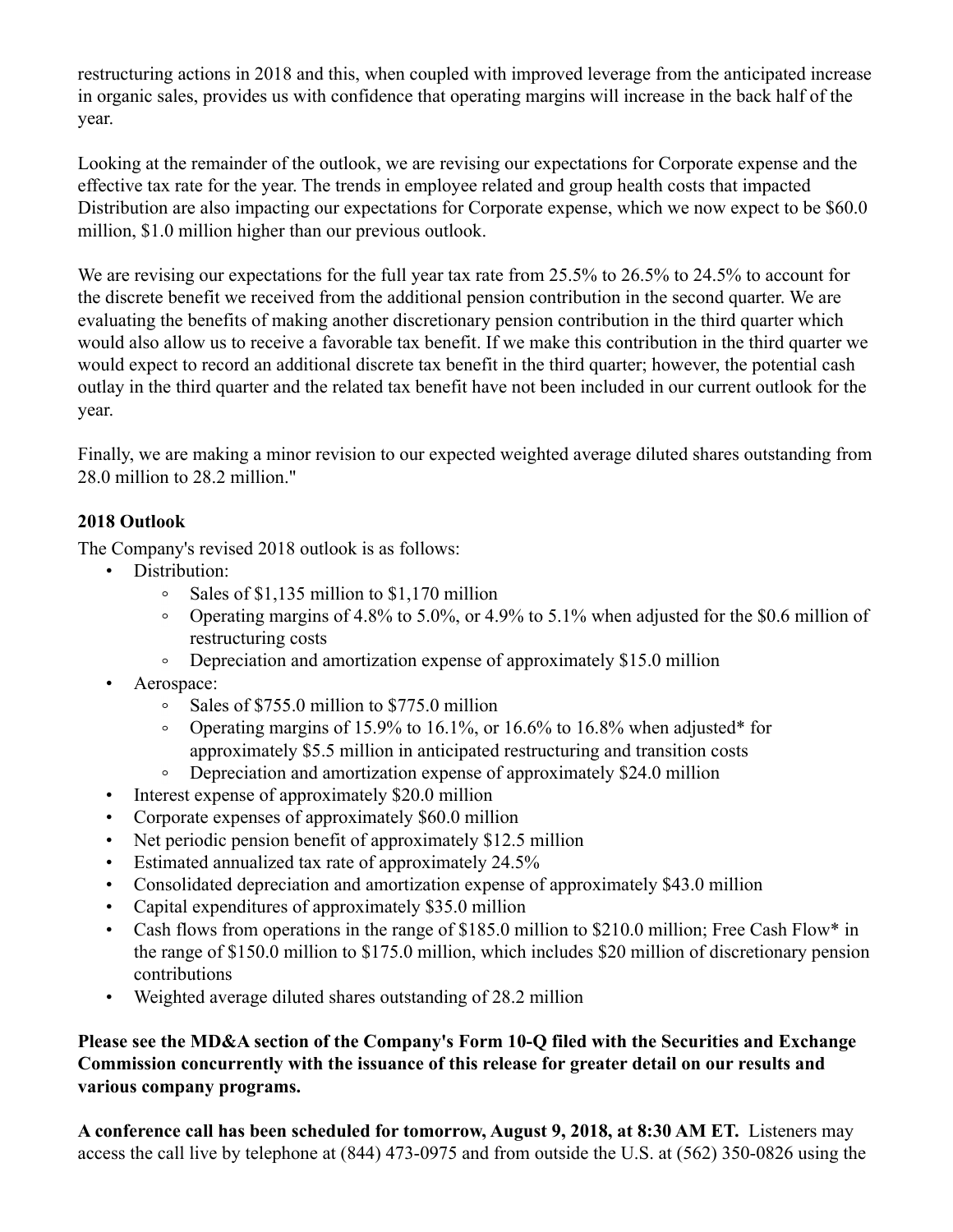restructuring actions in 2018 and this, when coupled with improved leverage from the anticipated increase in organic sales, provides us with confidence that operating margins will increase in the back half of the year.

Looking at the remainder of the outlook, we are revising our expectations for Corporate expense and the effective tax rate for the year. The trends in employee related and group health costs that impacted Distribution are also impacting our expectations for Corporate expense, which we now expect to be $60.0 million, $1.0 million higher than our previous outlook.

We are revising our expectations for the full year tax rate from 25.5% to 26.5% to 24.5% to account for the discrete benefit we received from the additional pension contribution in the second quarter. We are evaluating the benefits of making another discretionary pension contribution in the third quarter which would also allow us to receive a favorable tax benefit. If we make this contribution in the third quarter we would expect to record an additional discrete tax benefit in the third quarter; however, the potential cash outlay in the third quarter and the related tax benefit have not been included in our current outlook for the year.

Finally, we are making a minor revision to our expected weighted average diluted shares outstanding from 28.0 million to 28.2 million."

**2018 Outlook**

The Company's revised 2018 outlook is as follows:

- Distribution:
  - Sales of $1,135 million to $1,170 million
  - Operating margins of 4.8% to 5.0%, or 4.9% to 5.1% when adjusted for the $0.6 million of restructuring costs
  - Depreciation and amortization expense of approximately $15.0 million
- Aerospace:
  - Sales of $755.0 million to $775.0 million
  - Operating margins of 15.9% to 16.1%, or 16.6% to 16.8% when adjusted* for approximately $5.5 million in anticipated restructuring and transition costs
  - Depreciation and amortization expense of approximately $24.0 million
- Interest expense of approximately $20.0 million
- Corporate expenses of approximately $60.0 million
- Net periodic pension benefit of approximately $12.5 million
- Estimated annualized tax rate of approximately 24.5%
- Consolidated depreciation and amortization expense of approximately $43.0 million
- Capital expenditures of approximately $35.0 million
- Cash flows from operations in the range of $185.0 million to $210.0 million; Free Cash Flow* in the range of $150.0 million to $175.0 million, which includes $20 million of discretionary pension contributions
- Weighted average diluted shares outstanding of 28.2 million

**Please see the MD&A section of the Company's Form 10-Q filed with the Securities and Exchange Commission concurrently with the issuance of this release for greater detail on our results and various company programs.**

**A conference call has been scheduled for tomorrow, August 9, 2018, at 8:30 AM ET.** Listeners may access the call live by telephone at (844) 473-0975 and from outside the U.S. at (562) 350-0826 using the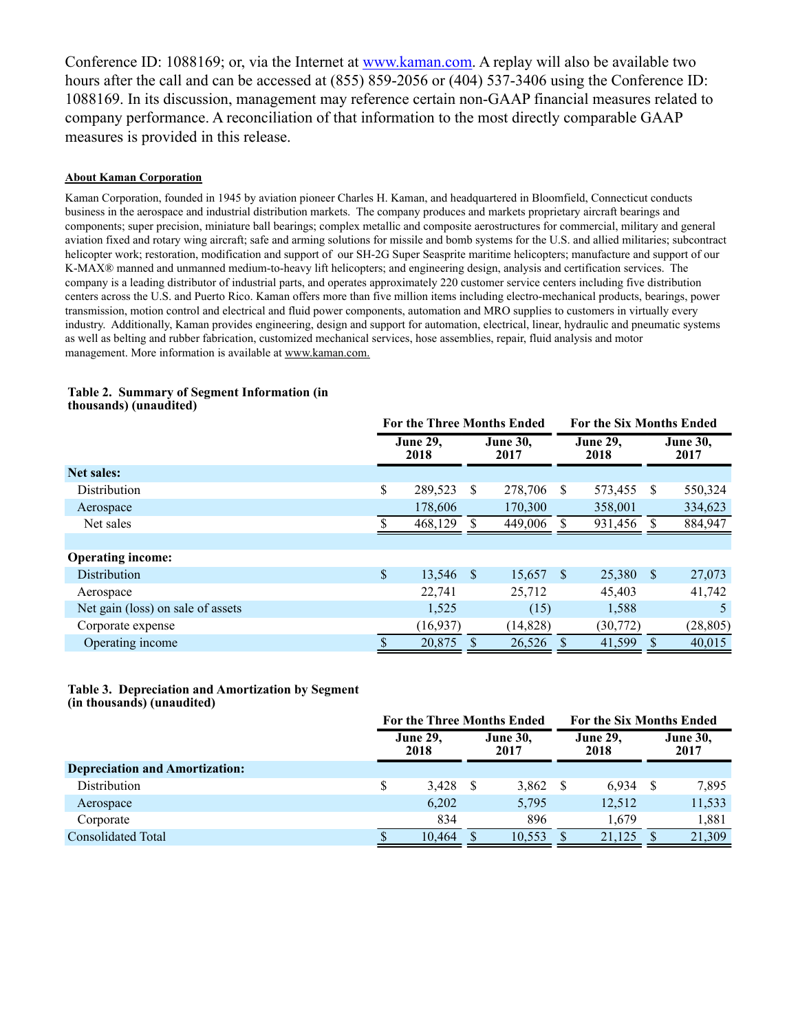Conference ID: 1088169; or, via the Internet at www.kaman.com. A replay will also be available two hours after the call and can be accessed at (855) 859-2056 or (404) 537-3406 using the Conference ID: 1088169. In its discussion, management may reference certain non-GAAP financial measures related to company performance. A reconciliation of that information to the most directly comparable GAAP measures is provided in this release.

**About Kaman Corporation**

Kaman Corporation, founded in 1945 by aviation pioneer Charles H. Kaman, and headquartered in Bloomfield, Connecticut conducts business in the aerospace and industrial distribution markets. The company produces and markets proprietary aircraft bearings and components; super precision, miniature ball bearings; complex metallic and composite aerostructures for commercial, military and general aviation fixed and rotary wing aircraft; safe and arming solutions for missile and bomb systems for the U.S. and allied militaries; subcontract helicopter work; restoration, modification and support of our SH-2G Super Seasprite maritime helicopters; manufacture and support of our K-MAX® manned and unmanned medium-to-heavy lift helicopters; and engineering design, analysis and certification services. The company is a leading distributor of industrial parts, and operates approximately 220 customer service centers including five distribution centers across the U.S. and Puerto Rico. Kaman offers more than five million items including electro-mechanical products, bearings, power transmission, motion control and electrical and fluid power components, automation and MRO supplies to customers in virtually every industry. Additionally, Kaman provides engineering, design and support for automation, electrical, linear, hydraulic and pneumatic systems as well as belting and rubber fabrication, customized mechanical services, hose assemblies, repair, fluid analysis and motor management. More information is available at www.kaman.com.

**Table 2. Summary of Segment Information (in thousands) (unaudited)**

| | For the Three Months Ended | | For the Six Months Ended | |
|---|---|---|---|---|
| | June 29, 2018 | June 30, 2017 | June 29, 2018 | June 30, 2017 |
| **Net sales:** | | | | |
| Distribution | $ 289,523 | $ 278,706 | $ 573,455 | $ 550,324 |
| Aerospace | 178,606 | 170,300 | 358,001 | 334,623 |
| Net sales | $ 468,129 | $ 449,006 | $ 931,456 | $ 884,947 |
| | | | | |
| **Operating income:** | | | | |
| Distribution | $ 13,546 | $ 15,657 | $ 25,380 | $ 27,073 |
| Aerospace | 22,741 | 25,712 | 45,403 | 41,742 |
| Net gain (loss) on sale of assets | 1,525 | (15) | 1,588 | 5 |
| Corporate expense | (16,937) | (14,828) | (30,772) | (28,805) |
| Operating income | $ 20,875 | $ 26,526 | $ 41,599 | $ 40,015 |

**Table 3. Depreciation and Amortization by Segment (in thousands) (unaudited)**

| | For the Three Months Ended | | For the Six Months Ended | |
|---|---|---|---|---|
| | June 29, 2018 | June 30, 2017 | June 29, 2018 | June 30, 2017 |
| **Depreciation and Amortization:** | | | | |
| Distribution | $ 3,428 | $ 3,862 | $ 6,934 | $ 7,895 |
| Aerospace | 6,202 | 5,795 | 12,512 | 11,533 |
| Corporate | 834 | 896 | 1,679 | 1,881 |
| Consolidated Total | $ 10,464 | $ 10,553 | $ 21,125 | $ 21,309 |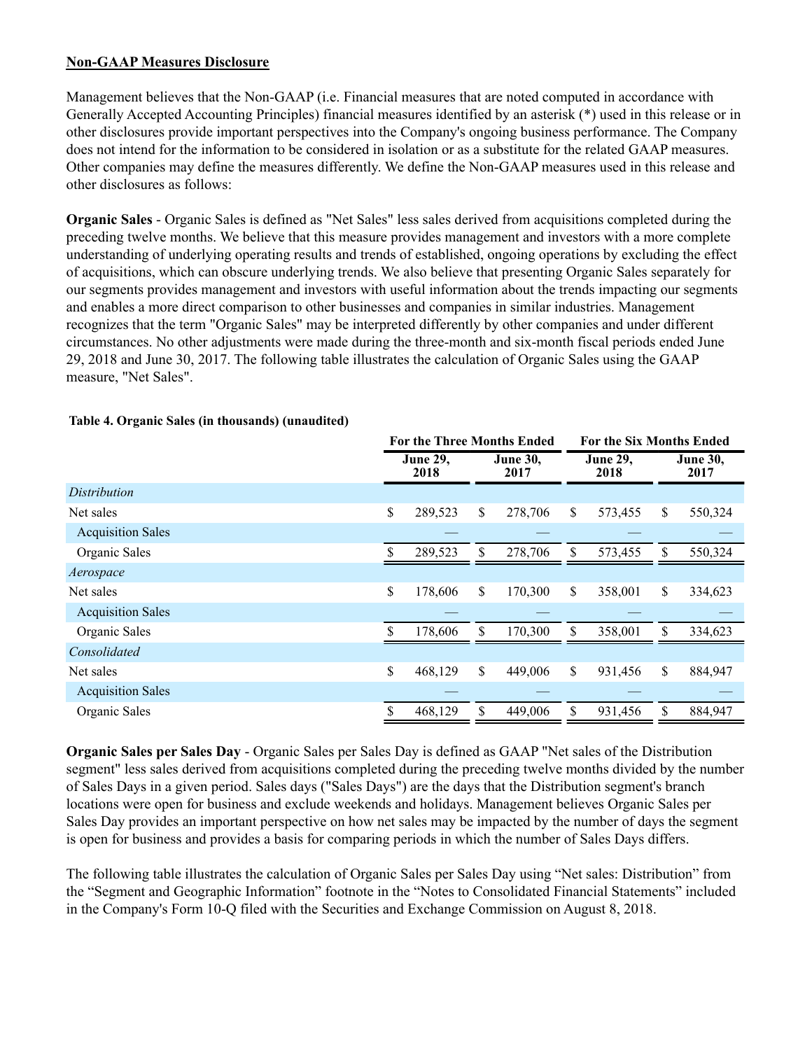**Non-GAAP Measures Disclosure**

Management believes that the Non-GAAP (i.e. Financial measures that are noted computed in accordance with Generally Accepted Accounting Principles) financial measures identified by an asterisk (*) used in this release or in other disclosures provide important perspectives into the Company's ongoing business performance. The Company does not intend for the information to be considered in isolation or as a substitute for the related GAAP measures. Other companies may define the measures differently. We define the Non-GAAP measures used in this release and other disclosures as follows:

**Organic Sales** - Organic Sales is defined as "Net Sales" less sales derived from acquisitions completed during the preceding twelve months. We believe that this measure provides management and investors with a more complete understanding of underlying operating results and trends of established, ongoing operations by excluding the effect of acquisitions, which can obscure underlying trends. We also believe that presenting Organic Sales separately for our segments provides management and investors with useful information about the trends impacting our segments and enables a more direct comparison to other businesses and companies in similar industries. Management recognizes that the term "Organic Sales" may be interpreted differently by other companies and under different circumstances. No other adjustments were made during the three-month and six-month fiscal periods ended June 29, 2018 and June 30, 2017. The following table illustrates the calculation of Organic Sales using the GAAP measure, "Net Sales".

**Table 4. Organic Sales (in thousands) (unaudited)**

| | For the Three Months Ended | | For the Six Months Ended | |
|---|---|---|---|---|
| | June 29, 2018 | June 30, 2017 | June 29, 2018 | June 30, 2017 |
| *Distribution* | | | | |
| Net sales | $ 289,523 | $ 278,706 | $ 573,455 | $ 550,324 |
| Acquisition Sales | — | — | — | — |
| Organic Sales | $ 289,523 | $ 278,706 | $ 573,455 | $ 550,324 |
| *Aerospace* | | | | |
| Net sales | $ 178,606 | $ 170,300 | $ 358,001 | $ 334,623 |
| Acquisition Sales | — | — | — | — |
| Organic Sales | $ 178,606 | $ 170,300 | $ 358,001 | $ 334,623 |
| *Consolidated* | | | | |
| Net sales | $ 468,129 | $ 449,006 | $ 931,456 | $ 884,947 |
| Acquisition Sales | — | — | — | — |
| Organic Sales | $ 468,129 | $ 449,006 | $ 931,456 | $ 884,947 |

**Organic Sales per Sales Day** - Organic Sales per Sales Day is defined as GAAP "Net sales of the Distribution segment" less sales derived from acquisitions completed during the preceding twelve months divided by the number of Sales Days in a given period. Sales days ("Sales Days") are the days that the Distribution segment's branch locations were open for business and exclude weekends and holidays. Management believes Organic Sales per Sales Day provides an important perspective on how net sales may be impacted by the number of days the segment is open for business and provides a basis for comparing periods in which the number of Sales Days differs.

The following table illustrates the calculation of Organic Sales per Sales Day using "Net sales: Distribution" from the "Segment and Geographic Information" footnote in the "Notes to Consolidated Financial Statements" included in the Company's Form 10-Q filed with the Securities and Exchange Commission on August 8, 2018.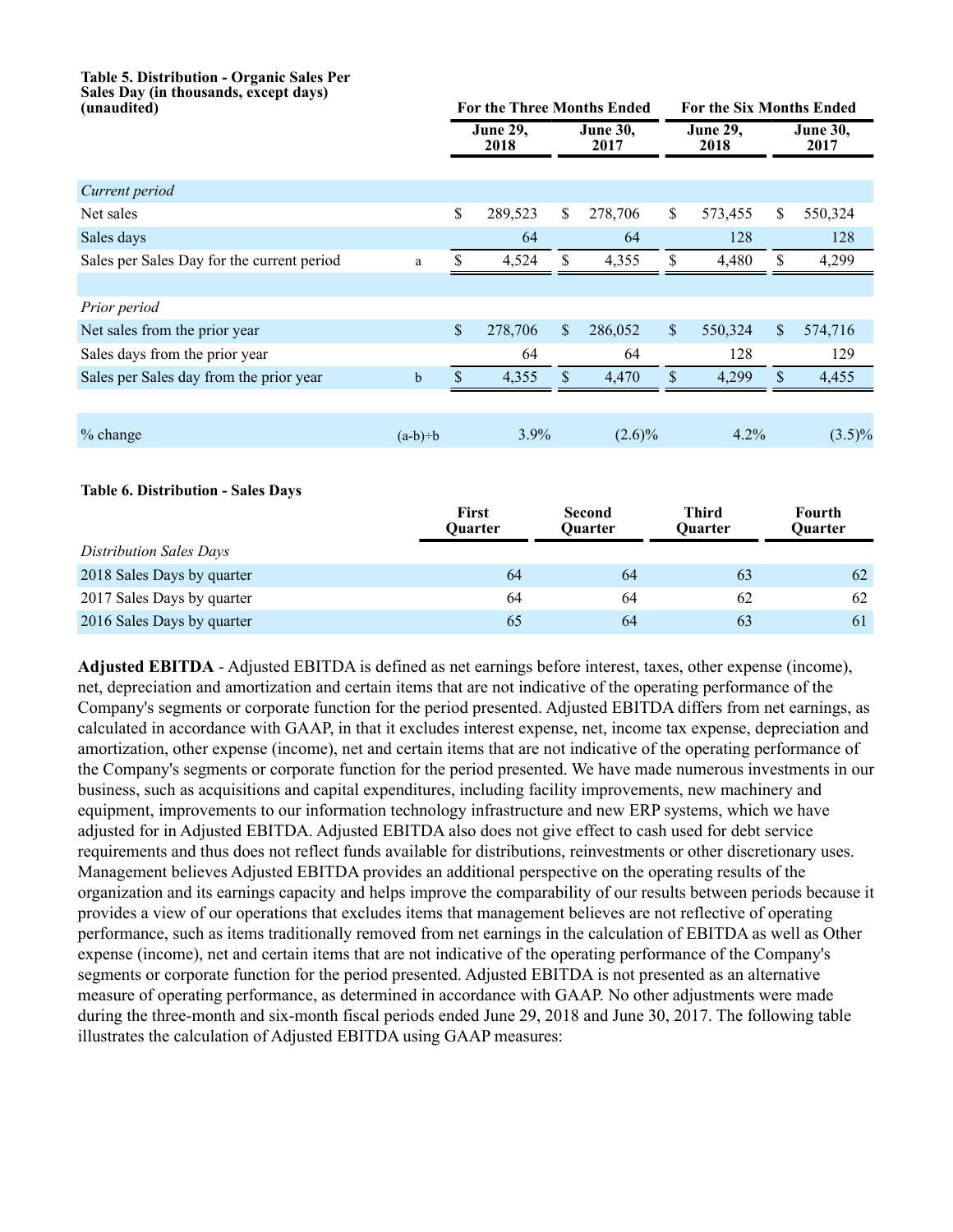**Table 5. Distribution - Organic Sales Per Sales Day (in thousands, except days) (unaudited)**

| | | For the Three Months Ended | | For the Six Months Ended | |
|---|---|---|---|---|---|
| | | June 29, 2018 | June 30, 2017 | June 29, 2018 | June 30, 2017 |
| *Current period* | | | | | |
| Net sales | | $ 289,523 | $ 278,706 | $ 573,455 | $ 550,324 |
| Sales days | | 64 | 64 | 128 | 128 |
| Sales per Sales Day for the current period | a | $ 4,524 | $ 4,355 | $ 4,480 | $ 4,299 |
| | | | | | |
| *Prior period* | | | | | |
| Net sales from the prior year | | $ 278,706 | $ 286,052 | $ 550,324 | $ 574,716 |
| Sales days from the prior year | | 64 | 64 | 128 | 129 |
| Sales per Sales day from the prior year | b | $ 4,355 | $ 4,470 | $ 4,299 | $ 4,455 |
| | | | | | |
| % change | (a-b)÷b | 3.9% | (2.6)% | 4.2% | (3.5)% |

**Table 6. Distribution - Sales Days**

| | First Quarter | Second Quarter | Third Quarter | Fourth Quarter |
|---|---|---|---|---|
| *Distribution Sales Days* | | | | |
| 2018 Sales Days by quarter | 64 | 64 | 63 | 62 |
| 2017 Sales Days by quarter | 64 | 64 | 62 | 62 |
| 2016 Sales Days by quarter | 65 | 64 | 63 | 61 |

**Adjusted EBITDA** - Adjusted EBITDA is defined as net earnings before interest, taxes, other expense (income), net, depreciation and amortization and certain items that are not indicative of the operating performance of the Company's segments or corporate function for the period presented. Adjusted EBITDA differs from net earnings, as calculated in accordance with GAAP, in that it excludes interest expense, net, income tax expense, depreciation and amortization, other expense (income), net and certain items that are not indicative of the operating performance of the Company's segments or corporate function for the period presented. We have made numerous investments in our business, such as acquisitions and capital expenditures, including facility improvements, new machinery and equipment, improvements to our information technology infrastructure and new ERP systems, which we have adjusted for in Adjusted EBITDA. Adjusted EBITDA also does not give effect to cash used for debt service requirements and thus does not reflect funds available for distributions, reinvestments or other discretionary uses. Management believes Adjusted EBITDA provides an additional perspective on the operating results of the organization and its earnings capacity and helps improve the comparability of our results between periods because it provides a view of our operations that excludes items that management believes are not reflective of operating performance, such as items traditionally removed from net earnings in the calculation of EBITDA as well as Other expense (income), net and certain items that are not indicative of the operating performance of the Company's segments or corporate function for the period presented. Adjusted EBITDA is not presented as an alternative measure of operating performance, as determined in accordance with GAAP. No other adjustments were made during the three-month and six-month fiscal periods ended June 29, 2018 and June 30, 2017. The following table illustrates the calculation of Adjusted EBITDA using GAAP measures: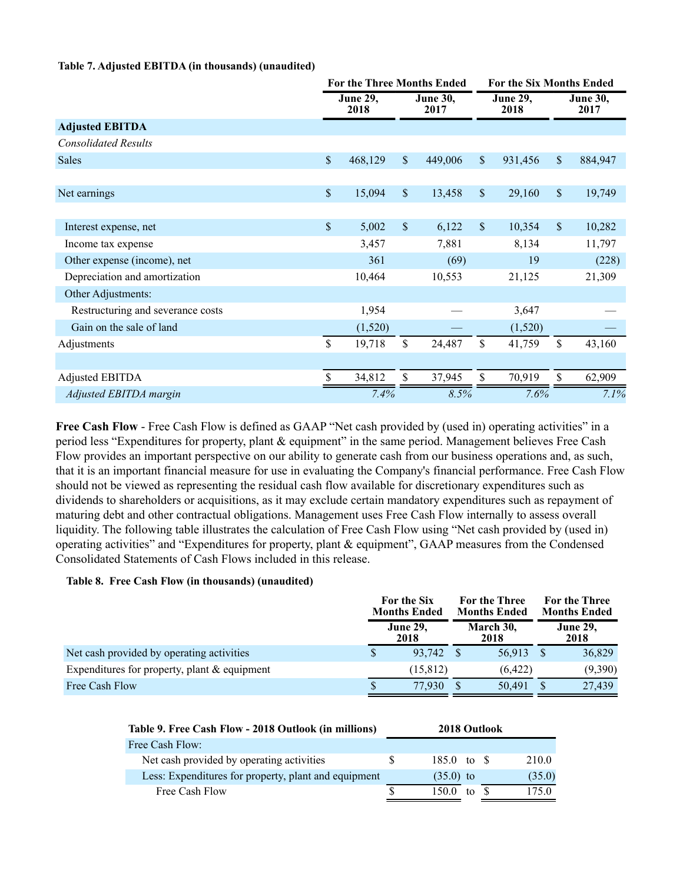**Table 7. Adjusted EBITDA (in thousands) (unaudited)**

| | For the Three Months Ended | | For the Six Months Ended | |
|---|---|---|---|---|
| | June 29, 2018 | June 30, 2017 | June 29, 2018 | June 30, 2017 |
| **Adjusted EBITDA** | | | | |
| *Consolidated Results* | | | | |
| Sales | $ 468,129 | $ 449,006 | $ 931,456 | $ 884,947 |
| | | | | |
| Net earnings | $ 15,094 | $ 13,458 | $ 29,160 | $ 19,749 |
| | | | | |
| Interest expense, net | $ 5,002 | $ 6,122 | $ 10,354 | $ 10,282 |
| Income tax expense | 3,457 | 7,881 | 8,134 | 11,797 |
| Other expense (income), net | 361 | (69) | 19 | (228) |
| Depreciation and amortization | 10,464 | 10,553 | 21,125 | 21,309 |
| Other Adjustments: | | | | |
| Restructuring and severance costs | 1,954 | — | 3,647 | — |
| Gain on the sale of land | (1,520) | — | (1,520) | — |
| Adjustments | $ 19,718 | $ 24,487 | $ 41,759 | $ 43,160 |
| | | | | |
| Adjusted EBITDA | $ 34,812 | $ 37,945 | $ 70,919 | $ 62,909 |
| *Adjusted EBITDA margin* | *7.4%* | *8.5%* | *7.6%* | *7.1%* |

**Free Cash Flow** - Free Cash Flow is defined as GAAP "Net cash provided by (used in) operating activities" in a period less "Expenditures for property, plant & equipment" in the same period. Management believes Free Cash Flow provides an important perspective on our ability to generate cash from our business operations and, as such, that it is an important financial measure for use in evaluating the Company's financial performance. Free Cash Flow should not be viewed as representing the residual cash flow available for discretionary expenditures such as dividends to shareholders or acquisitions, as it may exclude certain mandatory expenditures such as repayment of maturing debt and other contractual obligations. Management uses Free Cash Flow internally to assess overall liquidity. The following table illustrates the calculation of Free Cash Flow using "Net cash provided by (used in) operating activities" and "Expenditures for property, plant & equipment", GAAP measures from the Condensed Consolidated Statements of Cash Flows included in this release.

**Table 8. Free Cash Flow (in thousands) (unaudited)**

| | For the Six Months Ended | For the Three Months Ended | For the Three Months Ended |
|---|---|---|---|
| | June 29, 2018 | March 30, 2018 | June 29, 2018 |
| Net cash provided by operating activities | $ 93,742 | $ 56,913 | $ 36,829 |
| Expenditures for property, plant & equipment | (15,812) | (6,422) | (9,390) |
| Free Cash Flow | $ 77,930 | $ 50,491 | $ 27,439 |

| Table 9. Free Cash Flow - 2018 Outlook (in millions) | 2018 Outlook | | |
|---|---|---|---|
| Free Cash Flow: | | | |
| Net cash provided by operating activities | $ 185.0 | to | $ 210.0 |
| Less: Expenditures for property, plant and equipment | (35.0) | to | (35.0) |
| Free Cash Flow | $ 150.0 | to | $ 175.0 |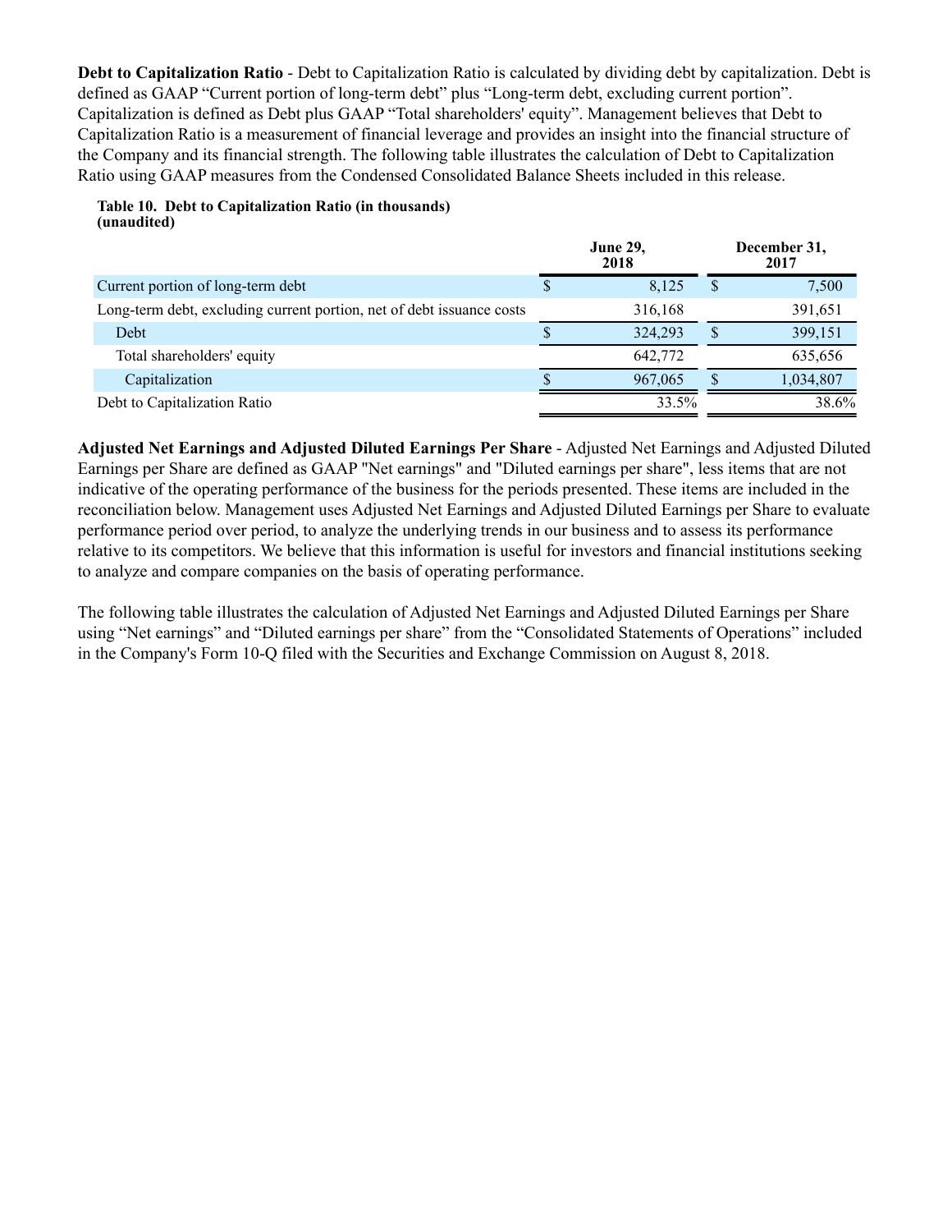**Debt to Capitalization Ratio** - Debt to Capitalization Ratio is calculated by dividing debt by capitalization. Debt is defined as GAAP "Current portion of long-term debt" plus "Long-term debt, excluding current portion". Capitalization is defined as Debt plus GAAP "Total shareholders' equity". Management believes that Debt to Capitalization Ratio is a measurement of financial leverage and provides an insight into the financial structure of the Company and its financial strength. The following table illustrates the calculation of Debt to Capitalization Ratio using GAAP measures from the Condensed Consolidated Balance Sheets included in this release.

**Table 10. Debt to Capitalization Ratio (in thousands)**
**(unaudited)**

| | June 29, 2018 | December 31, 2017 |
|---|---|---|
| Current portion of long-term debt | $ 8,125 | $ 7,500 |
| Long-term debt, excluding current portion, net of debt issuance costs | 316,168 | 391,651 |
| Debt | $ 324,293 | $ 399,151 |
| Total shareholders' equity | 642,772 | 635,656 |
| Capitalization | $ 967,065 | $ 1,034,807 |
| Debt to Capitalization Ratio | 33.5% | 38.6% |

**Adjusted Net Earnings and Adjusted Diluted Earnings Per Share** - Adjusted Net Earnings and Adjusted Diluted Earnings per Share are defined as GAAP "Net earnings" and "Diluted earnings per share", less items that are not indicative of the operating performance of the business for the periods presented. These items are included in the reconciliation below. Management uses Adjusted Net Earnings and Adjusted Diluted Earnings per Share to evaluate performance period over period, to analyze the underlying trends in our business and to assess its performance relative to its competitors. We believe that this information is useful for investors and financial institutions seeking to analyze and compare companies on the basis of operating performance.

The following table illustrates the calculation of Adjusted Net Earnings and Adjusted Diluted Earnings per Share using "Net earnings" and "Diluted earnings per share" from the "Consolidated Statements of Operations" included in the Company's Form 10-Q filed with the Securities and Exchange Commission on August 8, 2018.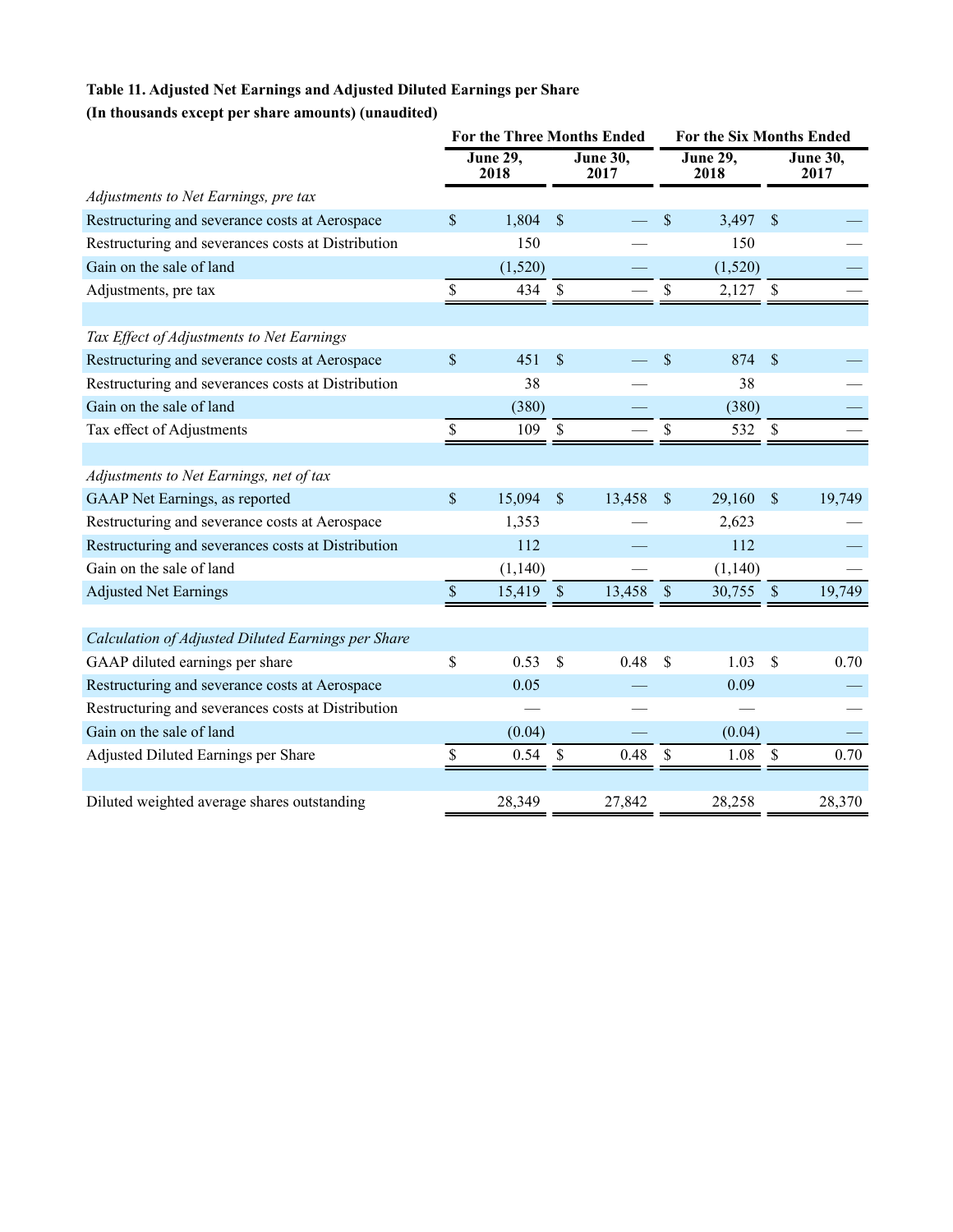**Table 11. Adjusted Net Earnings and Adjusted Diluted Earnings per Share**

**(In thousands except per share amounts) (unaudited)**

| | For the Three Months Ended | | For the Six Months Ended | |
|---|---|---|---|---|
| | June 29, 2018 | June 30, 2017 | June 29, 2018 | June 30, 2017 |
| *Adjustments to Net Earnings, pre tax* | | | | |
| Restructuring and severance costs at Aerospace | $ 1,804 | $ — | $ 3,497 | $ — |
| Restructuring and severances costs at Distribution | 150 | — | 150 | — |
| Gain on the sale of land | (1,520) | — | (1,520) | — |
| Adjustments, pre tax | $ 434 | $ — | $ 2,127 | $ — |
| | | | | |
| *Tax Effect of Adjustments to Net Earnings* | | | | |
| Restructuring and severance costs at Aerospace | $ 451 | $ — | $ 874 | $ — |
| Restructuring and severances costs at Distribution | 38 | — | 38 | — |
| Gain on the sale of land | (380) | — | (380) | — |
| Tax effect of Adjustments | $ 109 | $ — | $ 532 | $ — |
| | | | | |
| *Adjustments to Net Earnings, net of tax* | | | | |
| GAAP Net Earnings, as reported | $ 15,094 | $ 13,458 | $ 29,160 | $ 19,749 |
| Restructuring and severance costs at Aerospace | 1,353 | — | 2,623 | — |
| Restructuring and severances costs at Distribution | 112 | — | 112 | — |
| Gain on the sale of land | (1,140) | — | (1,140) | — |
| Adjusted Net Earnings | $ 15,419 | $ 13,458 | $ 30,755 | $ 19,749 |
| | | | | |
| *Calculation of Adjusted Diluted Earnings per Share* | | | | |
| GAAP diluted earnings per share | $ 0.53 | $ 0.48 | $ 1.03 | $ 0.70 |
| Restructuring and severance costs at Aerospace | 0.05 | — | 0.09 | — |
| Restructuring and severances costs at Distribution | — | — | — | — |
| Gain on the sale of land | (0.04) | — | (0.04) | — |
| Adjusted Diluted Earnings per Share | $ 0.54 | $ 0.48 | $ 1.08 | $ 0.70 |
| | | | | |
| Diluted weighted average shares outstanding | 28,349 | 27,842 | 28,258 | 28,370 |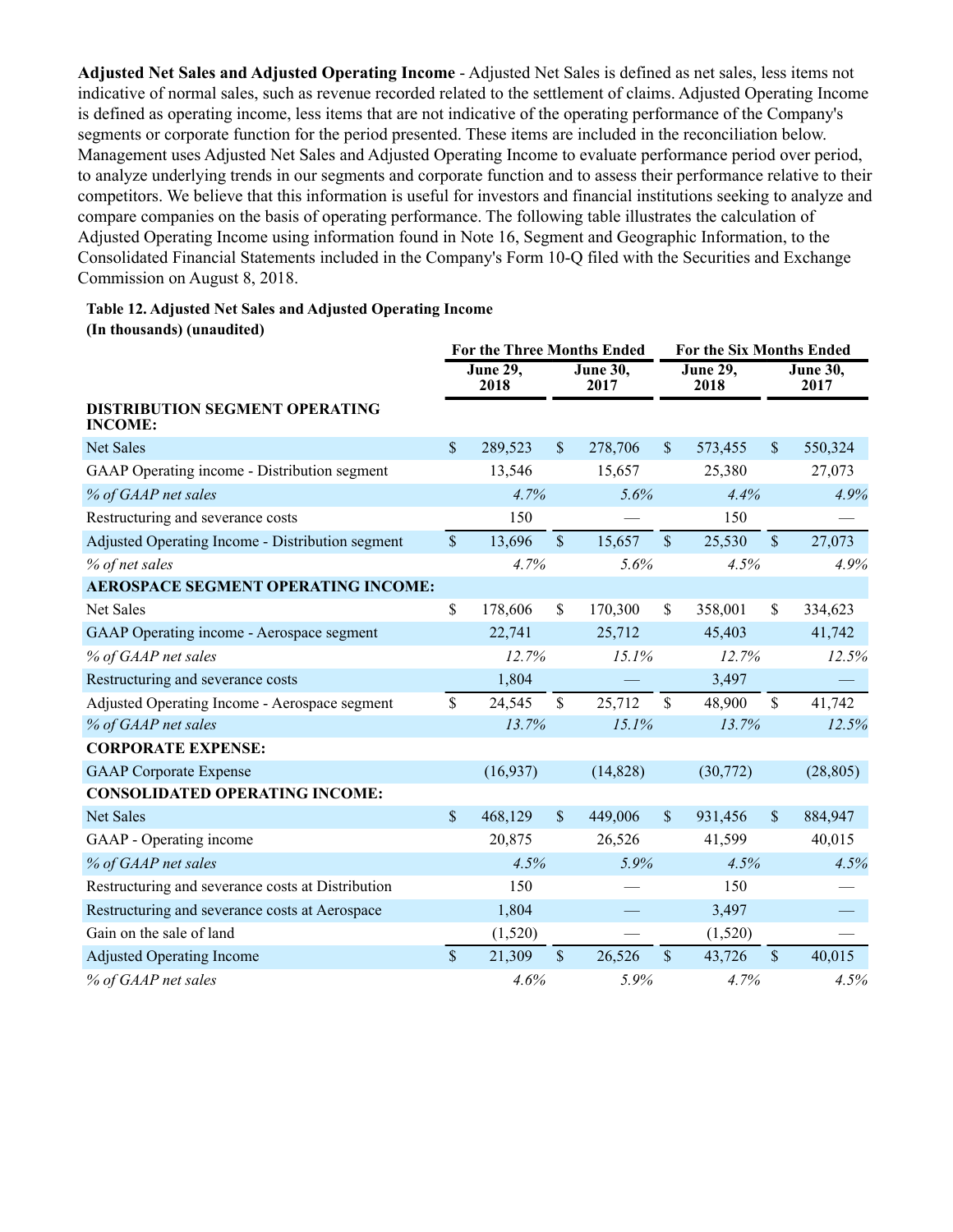**Adjusted Net Sales and Adjusted Operating Income** - Adjusted Net Sales is defined as net sales, less items not indicative of normal sales, such as revenue recorded related to the settlement of claims. Adjusted Operating Income is defined as operating income, less items that are not indicative of the operating performance of the Company's segments or corporate function for the period presented. These items are included in the reconciliation below. Management uses Adjusted Net Sales and Adjusted Operating Income to evaluate performance period over period, to analyze underlying trends in our segments and corporate function and to assess their performance relative to their competitors. We believe that this information is useful for investors and financial institutions seeking to analyze and compare companies on the basis of operating performance. The following table illustrates the calculation of Adjusted Operating Income using information found in Note 16, Segment and Geographic Information, to the Consolidated Financial Statements included in the Company's Form 10-Q filed with the Securities and Exchange Commission on August 8, 2018.

**Table 12. Adjusted Net Sales and Adjusted Operating Income**
**(In thousands) (unaudited)**

| | For the Three Months Ended | | For the Six Months Ended | |
|---|---|---|---|---|
| | June 29, 2018 | June 30, 2017 | June 29, 2018 | June 30, 2017 |
| **DISTRIBUTION SEGMENT OPERATING INCOME:** | | | | |
| Net Sales | $ 289,523 | $ 278,706 | $ 573,455 | $ 550,324 |
| GAAP Operating income - Distribution segment | 13,546 | 15,657 | 25,380 | 27,073 |
| *% of GAAP net sales* | *4.7%* | *5.6%* | *4.4%* | *4.9%* |
| Restructuring and severance costs | 150 | — | 150 | — |
| Adjusted Operating Income - Distribution segment | $ 13,696 | $ 15,657 | $ 25,530 | $ 27,073 |
| *% of net sales* | *4.7%* | *5.6%* | *4.5%* | *4.9%* |
| **AEROSPACE SEGMENT OPERATING INCOME:** | | | | |
| Net Sales | $ 178,606 | $ 170,300 | $ 358,001 | $ 334,623 |
| GAAP Operating income - Aerospace segment | 22,741 | 25,712 | 45,403 | 41,742 |
| *% of GAAP net sales* | *12.7%* | *15.1%* | *12.7%* | *12.5%* |
| Restructuring and severance costs | 1,804 | — | 3,497 | — |
| Adjusted Operating Income - Aerospace segment | $ 24,545 | $ 25,712 | $ 48,900 | $ 41,742 |
| *% of GAAP net sales* | *13.7%* | *15.1%* | *13.7%* | *12.5%* |
| **CORPORATE EXPENSE:** | | | | |
| GAAP Corporate Expense | (16,937) | (14,828) | (30,772) | (28,805) |
| **CONSOLIDATED OPERATING INCOME:** | | | | |
| Net Sales | $ 468,129 | $ 449,006 | $ 931,456 | $ 884,947 |
| GAAP - Operating income | 20,875 | 26,526 | 41,599 | 40,015 |
| *% of GAAP net sales* | *4.5%* | *5.9%* | *4.5%* | *4.5%* |
| Restructuring and severance costs at Distribution | 150 | — | 150 | — |
| Restructuring and severance costs at Aerospace | 1,804 | — | 3,497 | — |
| Gain on the sale of land | (1,520) | — | (1,520) | — |
| Adjusted Operating Income | $ 21,309 | $ 26,526 | $ 43,726 | $ 40,015 |
| *% of GAAP net sales* | *4.6%* | *5.9%* | *4.7%* | *4.5%* |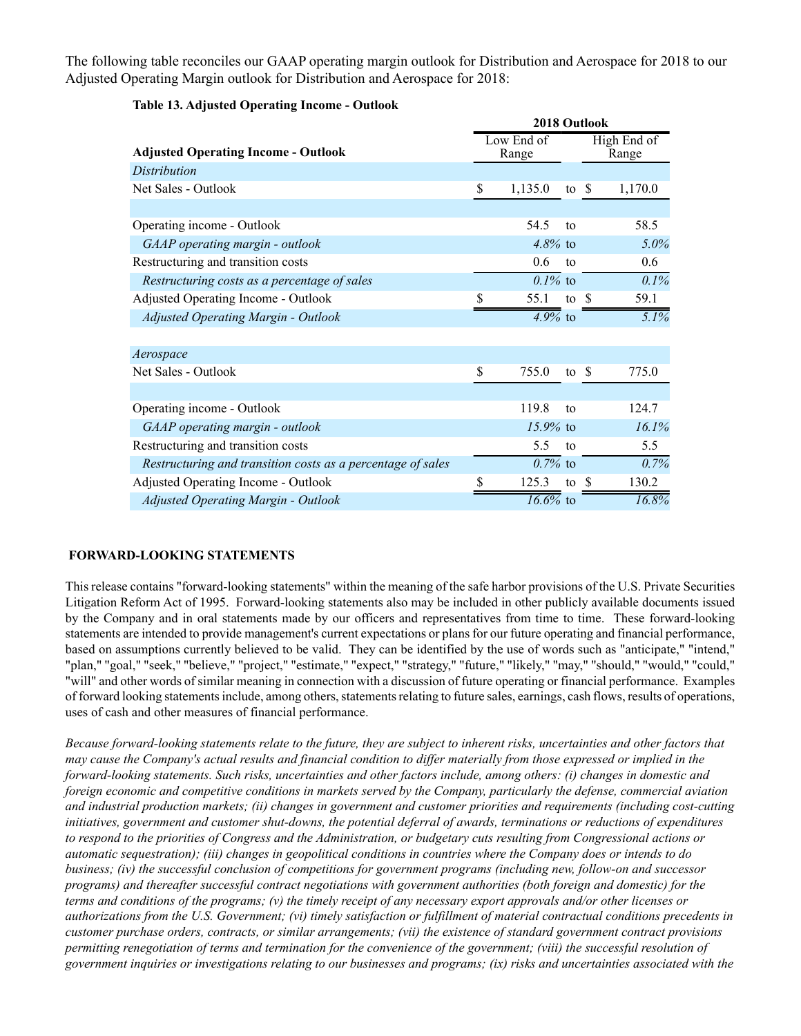The following table reconciles our GAAP operating margin outlook for Distribution and Aerospace for 2018 to our Adjusted Operating Margin outlook for Distribution and Aerospace for 2018:

**Table 13. Adjusted Operating Income - Outlook**

| **Adjusted Operating Income - Outlook** | **2018 Outlook** Low End of Range | | **2018 Outlook** High End of Range |
|---|---|---|---|
| *Distribution* | | | |
| Net Sales - Outlook | $ 1,135.0 | to | $ 1,170.0 |
| | | | |
| Operating income - Outlook | 54.5 | to | 58.5 |
| *GAAP operating margin - outlook* | *4.8%* | to | *5.0%* |
| Restructuring and transition costs | 0.6 | to | 0.6 |
| *Restructuring costs as a percentage of sales* | *0.1%* | to | *0.1%* |
| Adjusted Operating Income - Outlook | $ 55.1 | to | $ 59.1 |
| *Adjusted Operating Margin - Outlook* | *4.9%* | to | *5.1%* |
| | | | |
| *Aerospace* | | | |
| Net Sales - Outlook | $ 755.0 | to | $ 775.0 |
| | | | |
| Operating income - Outlook | 119.8 | to | 124.7 |
| *GAAP operating margin - outlook* | *15.9%* | to | *16.1%* |
| Restructuring and transition costs | 5.5 | to | 5.5 |
| *Restructuring and transition costs as a percentage of sales* | *0.7%* | to | *0.7%* |
| Adjusted Operating Income - Outlook | $ 125.3 | to | $ 130.2 |
| *Adjusted Operating Margin - Outlook* | *16.6%* | to | *16.8%* |

**FORWARD-LOOKING STATEMENTS**

This release contains "forward-looking statements" within the meaning of the safe harbor provisions of the U.S. Private Securities Litigation Reform Act of 1995. Forward-looking statements also may be included in other publicly available documents issued by the Company and in oral statements made by our officers and representatives from time to time. These forward-looking statements are intended to provide management's current expectations or plans for our future operating and financial performance, based on assumptions currently believed to be valid. They can be identified by the use of words such as "anticipate," "intend," "plan," "goal," "seek," "believe," "project," "estimate," "expect," "strategy," "future," "likely," "may," "should," "would," "could," "will" and other words of similar meaning in connection with a discussion of future operating or financial performance. Examples of forward looking statements include, among others, statements relating to future sales, earnings, cash flows, results of operations, uses of cash and other measures of financial performance.

*Because forward-looking statements relate to the future, they are subject to inherent risks, uncertainties and other factors that may cause the Company's actual results and financial condition to differ materially from those expressed or implied in the forward-looking statements. Such risks, uncertainties and other factors include, among others: (i) changes in domestic and foreign economic and competitive conditions in markets served by the Company, particularly the defense, commercial aviation and industrial production markets; (ii) changes in government and customer priorities and requirements (including cost-cutting initiatives, government and customer shut-downs, the potential deferral of awards, terminations or reductions of expenditures to respond to the priorities of Congress and the Administration, or budgetary cuts resulting from Congressional actions or automatic sequestration); (iii) changes in geopolitical conditions in countries where the Company does or intends to do business; (iv) the successful conclusion of competitions for government programs (including new, follow-on and successor programs) and thereafter successful contract negotiations with government authorities (both foreign and domestic) for the terms and conditions of the programs; (v) the timely receipt of any necessary export approvals and/or other licenses or authorizations from the U.S. Government; (vi) timely satisfaction or fulfillment of material contractual conditions precedents in customer purchase orders, contracts, or similar arrangements; (vii) the existence of standard government contract provisions permitting renegotiation of terms and termination for the convenience of the government; (viii) the successful resolution of government inquiries or investigations relating to our businesses and programs; (ix) risks and uncertainties associated with the*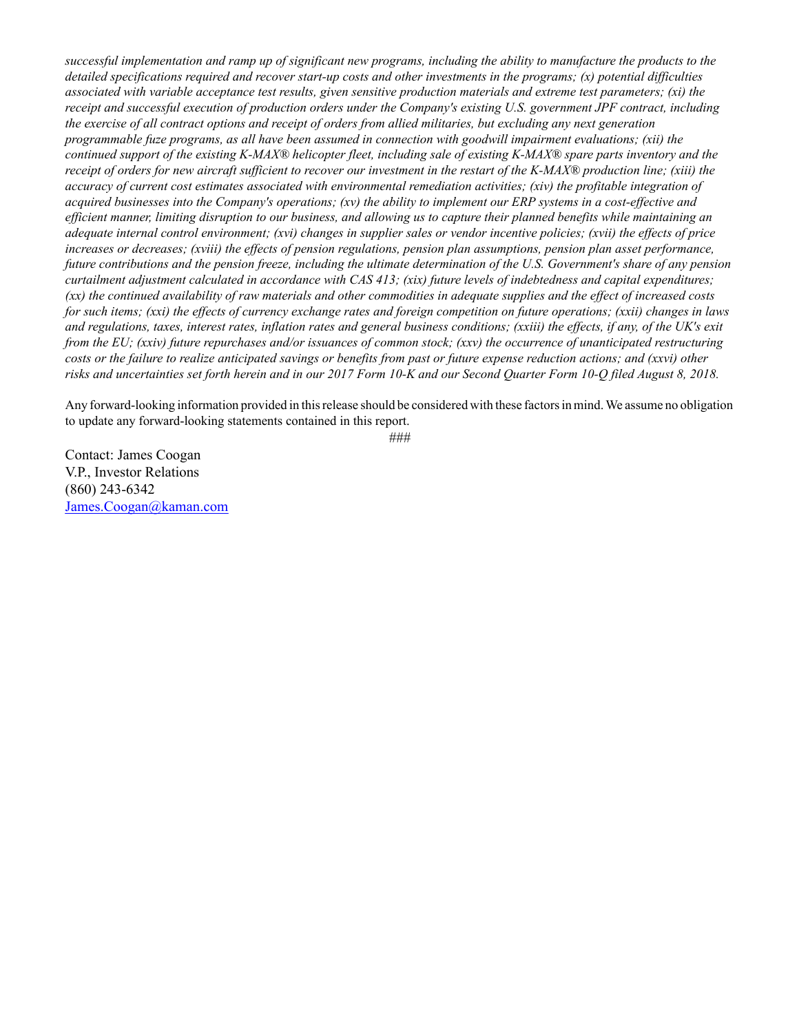*successful implementation and ramp up of significant new programs, including the ability to manufacture the products to the detailed specifications required and recover start-up costs and other investments in the programs; (x) potential difficulties associated with variable acceptance test results, given sensitive production materials and extreme test parameters; (xi) the receipt and successful execution of production orders under the Company's existing U.S. government JPF contract, including the exercise of all contract options and receipt of orders from allied militaries, but excluding any next generation programmable fuze programs, as all have been assumed in connection with goodwill impairment evaluations; (xii) the continued support of the existing K-MAX® helicopter fleet, including sale of existing K-MAX® spare parts inventory and the receipt of orders for new aircraft sufficient to recover our investment in the restart of the K-MAX® production line; (xiii) the accuracy of current cost estimates associated with environmental remediation activities; (xiv) the profitable integration of acquired businesses into the Company's operations; (xv) the ability to implement our ERP systems in a cost-effective and efficient manner, limiting disruption to our business, and allowing us to capture their planned benefits while maintaining an adequate internal control environment; (xvi) changes in supplier sales or vendor incentive policies; (xvii) the effects of price increases or decreases; (xviii) the effects of pension regulations, pension plan assumptions, pension plan asset performance, future contributions and the pension freeze, including the ultimate determination of the U.S. Government's share of any pension curtailment adjustment calculated in accordance with CAS 413; (xix) future levels of indebtedness and capital expenditures; (xx) the continued availability of raw materials and other commodities in adequate supplies and the effect of increased costs for such items; (xxi) the effects of currency exchange rates and foreign competition on future operations; (xxii) changes in laws and regulations, taxes, interest rates, inflation rates and general business conditions; (xxiii) the effects, if any, of the UK's exit from the EU; (xxiv) future repurchases and/or issuances of common stock; (xxv) the occurrence of unanticipated restructuring costs or the failure to realize anticipated savings or benefits from past or future expense reduction actions; and (xxvi) other risks and uncertainties set forth herein and in our 2017 Form 10-K and our Second Quarter Form 10-Q filed August 8, 2018.*

Any forward-looking information provided in this release should be considered with these factors in mind. We assume no obligation to update any forward-looking statements contained in this report.

###

Contact: James Coogan
V.P., Investor Relations
(860) 243-6342
James.Coogan@kaman.com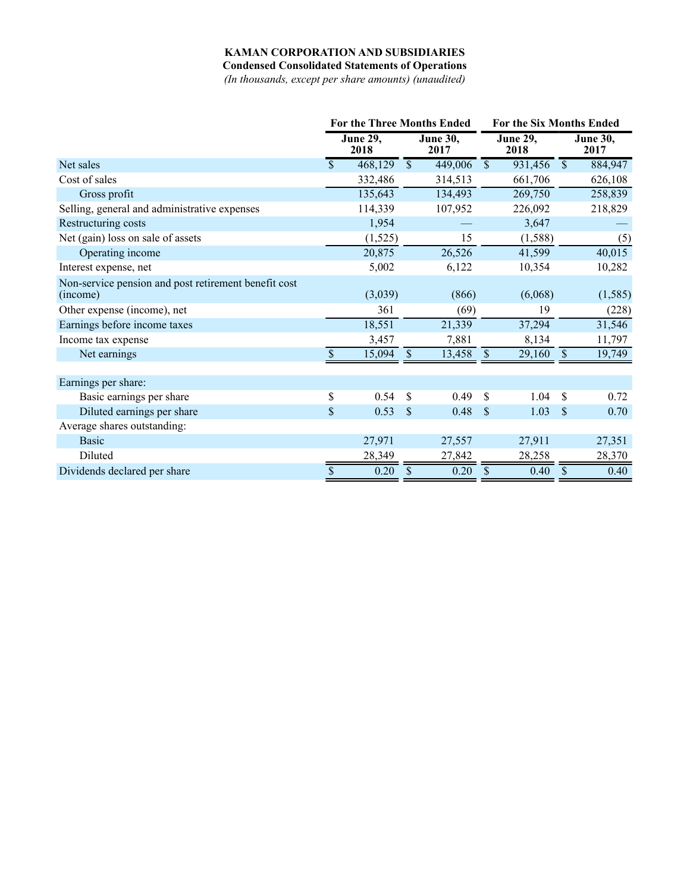**KAMAN CORPORATION AND SUBSIDIARIES**

**Condensed Consolidated Statements of Operations**

*(In thousands, except per share amounts) (unaudited)*

| | For the Three Months Ended | | For the Six Months Ended | |
|---|---|---|---|---|
| | June 29, 2018 | June 30, 2017 | June 29, 2018 | June 30, 2017 |
| Net sales | $ 468,129 | $ 449,006 | $ 931,456 | $ 884,947 |
| Cost of sales | 332,486 | 314,513 | 661,706 | 626,108 |
| Gross profit | 135,643 | 134,493 | 269,750 | 258,839 |
| Selling, general and administrative expenses | 114,339 | 107,952 | 226,092 | 218,829 |
| Restructuring costs | 1,954 | — | 3,647 | — |
| Net (gain) loss on sale of assets | (1,525) | 15 | (1,588) | (5) |
| Operating income | 20,875 | 26,526 | 41,599 | 40,015 |
| Interest expense, net | 5,002 | 6,122 | 10,354 | 10,282 |
| Non-service pension and post retirement benefit cost (income) | (3,039) | (866) | (6,068) | (1,585) |
| Other expense (income), net | 361 | (69) | 19 | (228) |
| Earnings before income taxes | 18,551 | 21,339 | 37,294 | 31,546 |
| Income tax expense | 3,457 | 7,881 | 8,134 | 11,797 |
| Net earnings | $ 15,094 | $ 13,458 | $ 29,160 | $ 19,749 |
| | | | | |
| Earnings per share: | | | | |
| Basic earnings per share | $ 0.54 | $ 0.49 | $ 1.04 | $ 0.72 |
| Diluted earnings per share | $ 0.53 | $ 0.48 | $ 1.03 | $ 0.70 |
| Average shares outstanding: | | | | |
| Basic | 27,971 | 27,557 | 27,911 | 27,351 |
| Diluted | 28,349 | 27,842 | 28,258 | 28,370 |
| Dividends declared per share | $ 0.20 | $ 0.20 | $ 0.40 | $ 0.40 |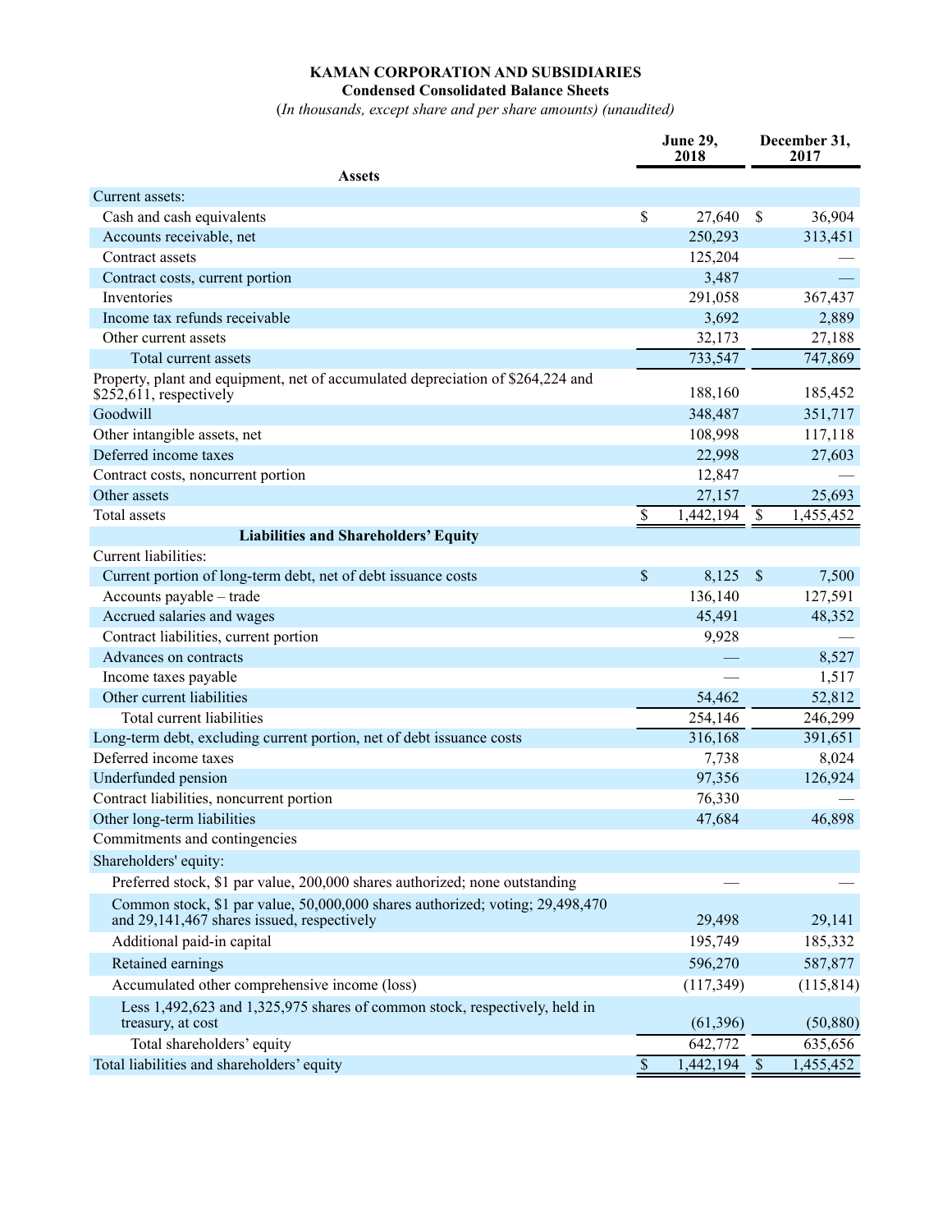**KAMAN CORPORATION AND SUBSIDIARIES**

**Condensed Consolidated Balance Sheets**

(*In thousands, except share and per share amounts) (unaudited)*

| | June 29, 2018 | December 31, 2017 |
|---|---|---|
| **Assets** | | |
| Current assets: | | |
| Cash and cash equivalents | $ 27,640 | $ 36,904 |
| Accounts receivable, net | 250,293 | 313,451 |
| Contract assets | 125,204 | — |
| Contract costs, current portion | 3,487 | — |
| Inventories | 291,058 | 367,437 |
| Income tax refunds receivable | 3,692 | 2,889 |
| Other current assets | 32,173 | 27,188 |
| Total current assets | 733,547 | 747,869 |
| Property, plant and equipment, net of accumulated depreciation of $264,224 and $252,611, respectively | 188,160 | 185,452 |
| Goodwill | 348,487 | 351,717 |
| Other intangible assets, net | 108,998 | 117,118 |
| Deferred income taxes | 22,998 | 27,603 |
| Contract costs, noncurrent portion | 12,847 | — |
| Other assets | 27,157 | 25,693 |
| Total assets | $ 1,442,194 | $ 1,455,452 |
| **Liabilities and Shareholders' Equity** | | |
| Current liabilities: | | |
| Current portion of long-term debt, net of debt issuance costs | $ 8,125 | $ 7,500 |
| Accounts payable – trade | 136,140 | 127,591 |
| Accrued salaries and wages | 45,491 | 48,352 |
| Contract liabilities, current portion | 9,928 | — |
| Advances on contracts | — | 8,527 |
| Income taxes payable | — | 1,517 |
| Other current liabilities | 54,462 | 52,812 |
| Total current liabilities | 254,146 | 246,299 |
| Long-term debt, excluding current portion, net of debt issuance costs | 316,168 | 391,651 |
| Deferred income taxes | 7,738 | 8,024 |
| Underfunded pension | 97,356 | 126,924 |
| Contract liabilities, noncurrent portion | 76,330 | — |
| Other long-term liabilities | 47,684 | 46,898 |
| Commitments and contingencies | | |
| Shareholders' equity: | | |
| Preferred stock, $1 par value, 200,000 shares authorized; none outstanding | — | — |
| Common stock, $1 par value, 50,000,000 shares authorized; voting; 29,498,470 and 29,141,467 shares issued, respectively | 29,498 | 29,141 |
| Additional paid-in capital | 195,749 | 185,332 |
| Retained earnings | 596,270 | 587,877 |
| Accumulated other comprehensive income (loss) | (117,349) | (115,814) |
| Less 1,492,623 and 1,325,975 shares of common stock, respectively, held in treasury, at cost | (61,396) | (50,880) |
| Total shareholders' equity | 642,772 | 635,656 |
| Total liabilities and shareholders' equity | $ 1,442,194 | $ 1,455,452 |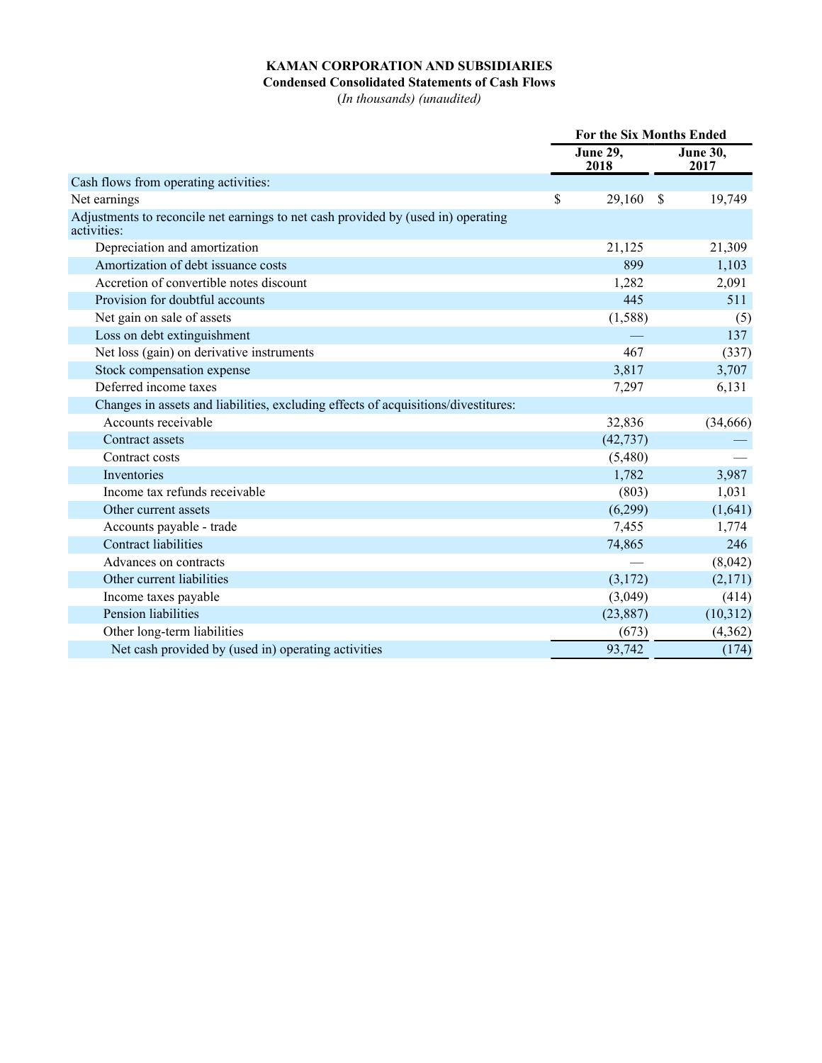**KAMAN CORPORATION AND SUBSIDIARIES**
**Condensed Consolidated Statements of Cash Flows**
*(In thousands) (unaudited)*

| | For the Six Months Ended | |
|---|---|---|
| | June 29, 2018 | June 30, 2017 |
| Cash flows from operating activities: | | |
| Net earnings | $ 29,160 | $ 19,749 |
| Adjustments to reconcile net earnings to net cash provided by (used in) operating activities: | | |
| Depreciation and amortization | 21,125 | 21,309 |
| Amortization of debt issuance costs | 899 | 1,103 |
| Accretion of convertible notes discount | 1,282 | 2,091 |
| Provision for doubtful accounts | 445 | 511 |
| Net gain on sale of assets | (1,588) | (5) |
| Loss on debt extinguishment | — | 137 |
| Net loss (gain) on derivative instruments | 467 | (337) |
| Stock compensation expense | 3,817 | 3,707 |
| Deferred income taxes | 7,297 | 6,131 |
| Changes in assets and liabilities, excluding effects of acquisitions/divestitures: | | |
| Accounts receivable | 32,836 | (34,666) |
| Contract assets | (42,737) | — |
| Contract costs | (5,480) | — |
| Inventories | 1,782 | 3,987 |
| Income tax refunds receivable | (803) | 1,031 |
| Other current assets | (6,299) | (1,641) |
| Accounts payable - trade | 7,455 | 1,774 |
| Contract liabilities | 74,865 | 246 |
| Advances on contracts | — | (8,042) |
| Other current liabilities | (3,172) | (2,171) |
| Income taxes payable | (3,049) | (414) |
| Pension liabilities | (23,887) | (10,312) |
| Other long-term liabilities | (673) | (4,362) |
| Net cash provided by (used in) operating activities | 93,742 | (174) |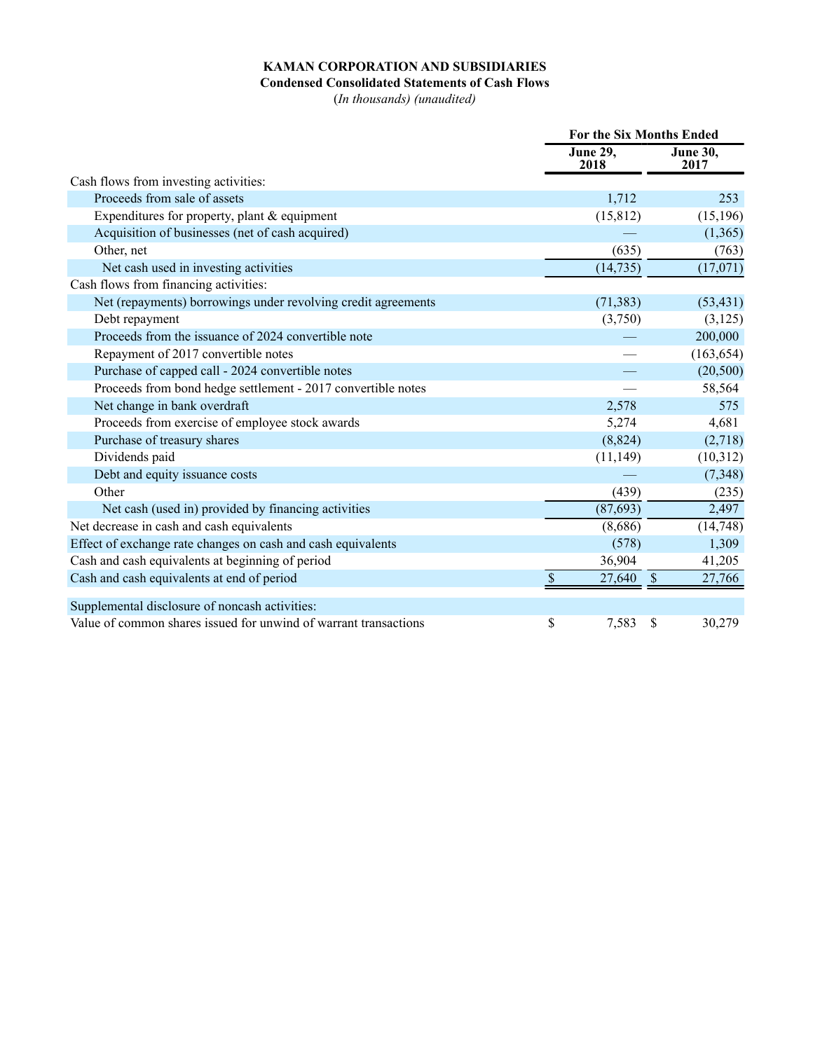**KAMAN CORPORATION AND SUBSIDIARIES**
**Condensed Consolidated Statements of Cash Flows**
(*In thousands) (unaudited)*

| | For the Six Months Ended | |
|---|---|---|
| | June 29, 2018 | June 30, 2017 |
| Cash flows from investing activities: | | |
| Proceeds from sale of assets | 1,712 | 253 |
| Expenditures for property, plant & equipment | (15,812) | (15,196) |
| Acquisition of businesses (net of cash acquired) | — | (1,365) |
| Other, net | (635) | (763) |
| Net cash used in investing activities | (14,735) | (17,071) |
| Cash flows from financing activities: | | |
| Net (repayments) borrowings under revolving credit agreements | (71,383) | (53,431) |
| Debt repayment | (3,750) | (3,125) |
| Proceeds from the issuance of 2024 convertible note | — | 200,000 |
| Repayment of 2017 convertible notes | — | (163,654) |
| Purchase of capped call - 2024 convertible notes | — | (20,500) |
| Proceeds from bond hedge settlement - 2017 convertible notes | — | 58,564 |
| Net change in bank overdraft | 2,578 | 575 |
| Proceeds from exercise of employee stock awards | 5,274 | 4,681 |
| Purchase of treasury shares | (8,824) | (2,718) |
| Dividends paid | (11,149) | (10,312) |
| Debt and equity issuance costs | — | (7,348) |
| Other | (439) | (235) |
| Net cash (used in) provided by financing activities | (87,693) | 2,497 |
| Net decrease in cash and cash equivalents | (8,686) | (14,748) |
| Effect of exchange rate changes on cash and cash equivalents | (578) | 1,309 |
| Cash and cash equivalents at beginning of period | 36,904 | 41,205 |
| Cash and cash equivalents at end of period | $ 27,640 | $ 27,766 |
| | | |
| Supplemental disclosure of noncash activities: | | |
| Value of common shares issued for unwind of warrant transactions | $ 7,583 | $ 30,279 |